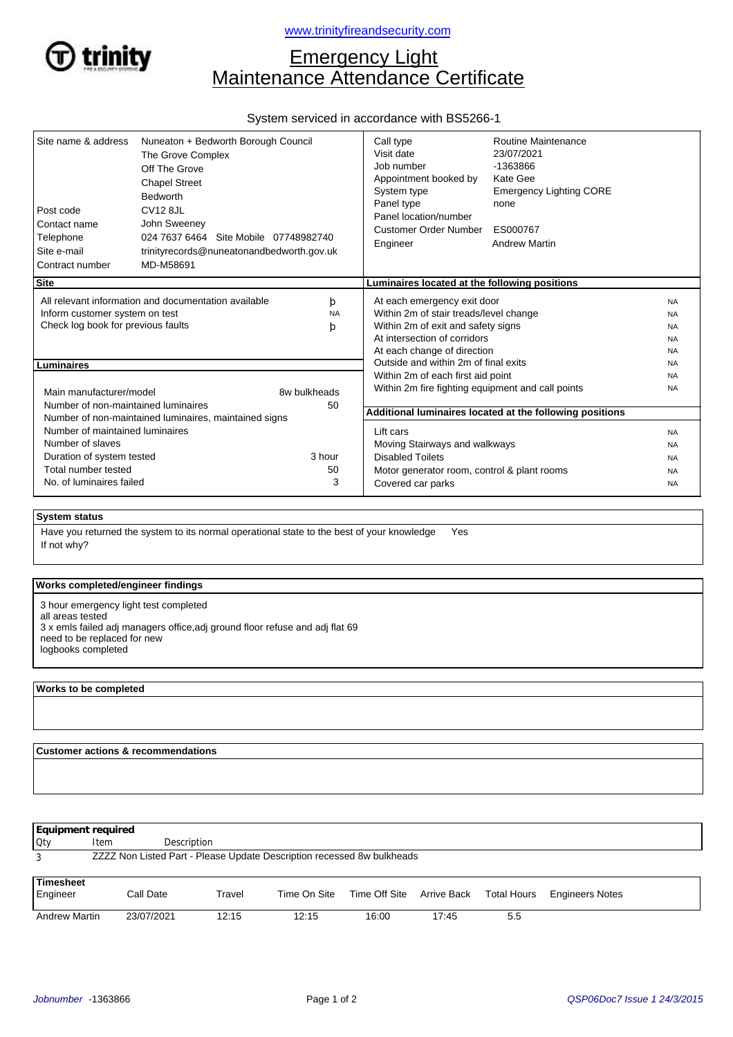www.trinityfireandsecurity.com

# Emergency Light Maintenance Attendance Certificate

System serviced in accordance with BS5266-1

| | |
|---|---|
| Site name & address | Nuneaton + Bedworth Borough Council<br>The Grove Complex<br>Off The Grove<br>Chapel Street<br>Bedworth |
| Post code | CV12 8JL |
| Contact name | John Sweeney |
| Telephone | 024 7637 6464 Site Mobile 07748982740 |
| Site e-mail | trinityrecords@nuneatonandbedworth.gov.uk |
| Contract number | MD-M58691 |

| | |
|---|---|
| Call type | Routine Maintenance |
| Visit date | 23/07/2021 |
| Job number | -1363866 |
| Appointment booked by | Kate Gee |
| System type | Emergency Lighting CORE |
| Panel type | none |
| Panel location/number | |
| Customer Order Number | ES000767 |
| Engineer | Andrew Martin |

**Site**

| | |
|---|---|
| All relevant information and documentation available | þ |
| Inform customer system on test | NA |
| Check log book for previous faults | þ |

**Luminaires**

| | |
|---|---|
| Main manufacturer/model | 8w bulkheads |
| Number of non-maintained luminaires | 50 |
| Number of non-maintained luminaires, maintained signs | |
| Number of maintained luminaires | |
| Number of slaves | |
| Duration of system tested | 3 hour |
| Total number tested | 50 |
| No. of luminaires failed | 3 |

**Luminaires located at the following positions**

| | |
|---|---|
| At each emergency exit door | NA |
| Within 2m of stair treads/level change | NA |
| Within 2m of exit and safety signs | NA |
| At intersection of corridors | NA |
| At each change of direction | NA |
| Outside and within 2m of final exits | NA |
| Within 2m of each first aid point | NA |
| Within 2m fire fighting equipment and call points | NA |

**Additional luminaires located at the following positions**

| | |
|---|---|
| Lift cars | NA |
| Moving Stairways and walkways | NA |
| Disabled Toilets | NA |
| Motor generator room, control & plant rooms | NA |
| Covered car parks | NA |

**System status**

Have you returned the system to its normal operational state to the best of your knowledge Yes

If not why?

**Works completed/engineer findings**

3 hour emergency light test completed
all areas tested
3 x emls failed adj managers office,adj ground floor refuse and adj flat 69
need to be replaced for new
logbooks completed

**Works to be completed**

**Customer actions & recommendations**

**Equipment required**

| Qty | Item | Description |
|---|---|---|
| 3 | ZZZZ Non Listed Part - Please Update Description recessed 8w bulkheads | |

**Timesheet**

| Engineer | Call Date | Travel | Time On Site | Time Off Site | Arrive Back | Total Hours | Engineers Notes |
|---|---|---|---|---|---|---|---|
| Andrew Martin | 23/07/2021 | 12:15 | 12:15 | 16:00 | 17:45 | 5.5 | |

*Jobnumber* -1363866

*QSP06Doc7 Issue 1 24/3/2015*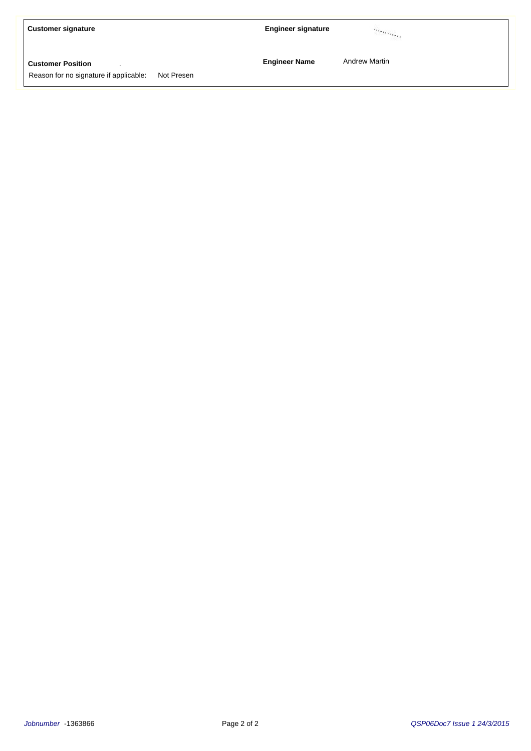| | |
|---|---|
| **Customer signature** | **Engineer signature** |
| **Customer Position** . | **Engineer Name** Andrew Martin |
| Reason for no signature if applicable: Not Presen | |

*Jobnumber* -1363866

*QSP06Doc7 Issue 1 24/3/2015*